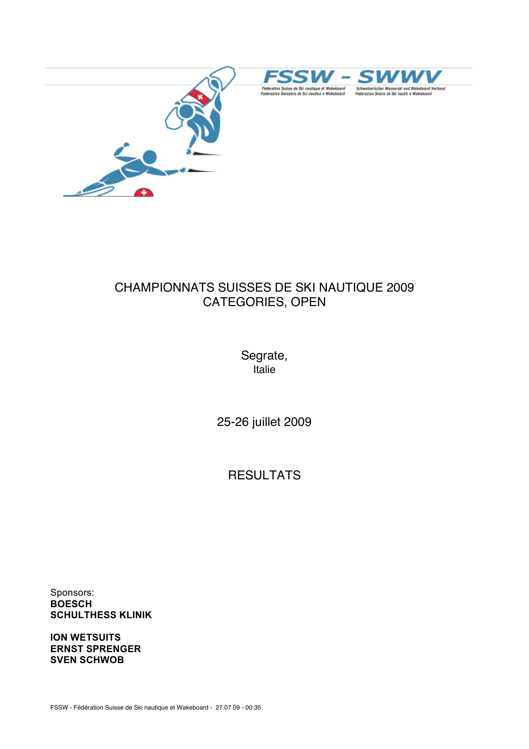FSSW - SWWV

Fédération Suisse de Ski nautique et Wakeboard
Federazione Svizzera de Sci nautico e Wakeboard

Schweizerischer Wasserski und Wakeboard Verband
Federaziun Svizra da Skí nautic e Wakeboard

# CHAMPIONNATS SUISSES DE SKI NAUTIQUE 2009
# CATEGORIES, OPEN

Segrate,
Italie

25-26 juillet 2009

## RESULTATS

Sponsors:
**BOESCH**
**SCHULTHESS KLINIK**

**ION WETSUITS**
**ERNST SPRENGER**
**SVEN SCHWOB**

FSSW - Fédération Suisse de Ski nautique et Wakeboard - 27.07.09 - 00:35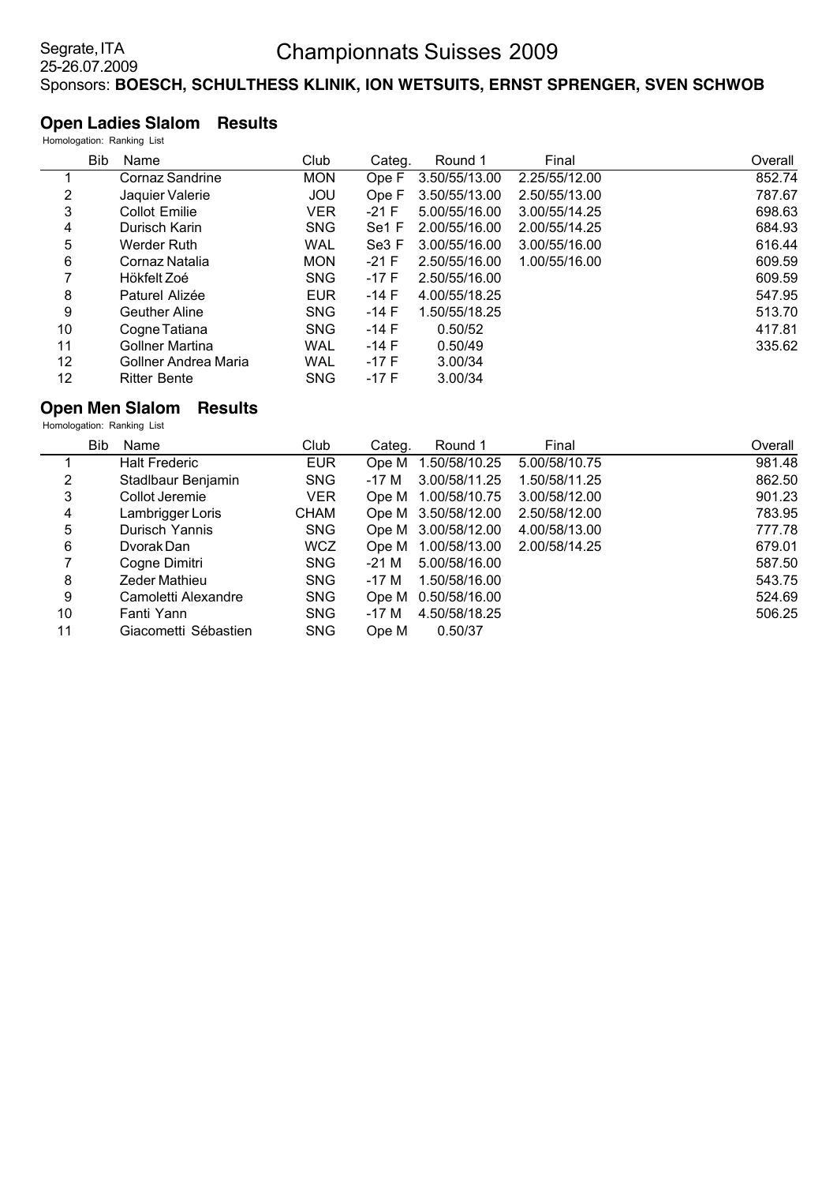Segrate, ITA
25-26.07.2009

# Championnats Suisses 2009

Sponsors: **BOESCH, SCHULTHESS KLINIK, ION WETSUITS, ERNST SPRENGER, SVEN SCHWOB**

## Open Ladies Slalom Results

Homologation: Ranking List

| | Bib | Name | Club | Categ. | Round 1 | Final | Overall |
|---|---|---|---|---|---|---|---|
| 1 | | Cornaz Sandrine | MON | Ope F | 3.50/55/13.00 | 2.25/55/12.00 | 852.74 |
| 2 | | Jaquier Valerie | JOU | Ope F | 3.50/55/13.00 | 2.50/55/13.00 | 787.67 |
| 3 | | Collot Emilie | VER | -21 F | 5.00/55/16.00 | 3.00/55/14.25 | 698.63 |
| 4 | | Durisch Karin | SNG | Se1 F | 2.00/55/16.00 | 2.00/55/14.25 | 684.93 |
| 5 | | Werder Ruth | WAL | Se3 F | 3.00/55/16.00 | 3.00/55/16.00 | 616.44 |
| 6 | | Cornaz Natalia | MON | -21 F | 2.50/55/16.00 | 1.00/55/16.00 | 609.59 |
| 7 | | Hökfelt Zoé | SNG | -17 F | 2.50/55/16.00 | | 609.59 |
| 8 | | Paturel Alizée | EUR | -14 F | 4.00/55/18.25 | | 547.95 |
| 9 | | Geuther Aline | SNG | -14 F | 1.50/55/18.25 | | 513.70 |
| 10 | | Cogne Tatiana | SNG | -14 F | 0.50/52 | | 417.81 |
| 11 | | Gollner Martina | WAL | -14 F | 0.50/49 | | 335.62 |
| 12 | | Gollner Andrea Maria | WAL | -17 F | 3.00/34 | | |
| 12 | | Ritter Bente | SNG | -17 F | 3.00/34 | | |

## Open Men Slalom Results

Homologation: Ranking List

| | Bib | Name | Club | Categ. | Round 1 | Final | Overall |
|---|---|---|---|---|---|---|---|
| 1 | | Halt Frederic | EUR | Ope M | 1.50/58/10.25 | 5.00/58/10.75 | 981.48 |
| 2 | | Stadlbaur Benjamin | SNG | -17 M | 3.00/58/11.25 | 1.50/58/11.25 | 862.50 |
| 3 | | Collot Jeremie | VER | Ope M | 1.00/58/10.75 | 3.00/58/12.00 | 901.23 |
| 4 | | Lambrigger Loris | CHAM | Ope M | 3.50/58/12.00 | 2.50/58/12.00 | 783.95 |
| 5 | | Durisch Yannis | SNG | Ope M | 3.00/58/12.00 | 4.00/58/13.00 | 777.78 |
| 6 | | Dvorak Dan | WCZ | Ope M | 1.00/58/13.00 | 2.00/58/14.25 | 679.01 |
| 7 | | Cogne Dimitri | SNG | -21 M | 5.00/58/16.00 | | 587.50 |
| 8 | | Zeder Mathieu | SNG | -17 M | 1.50/58/16.00 | | 543.75 |
| 9 | | Camoletti Alexandre | SNG | Ope M | 0.50/58/16.00 | | 524.69 |
| 10 | | Fanti Yann | SNG | -17 M | 4.50/58/18.25 | | 506.25 |
| 11 | | Giacometti Sébastien | SNG | Ope M | 0.50/37 | | |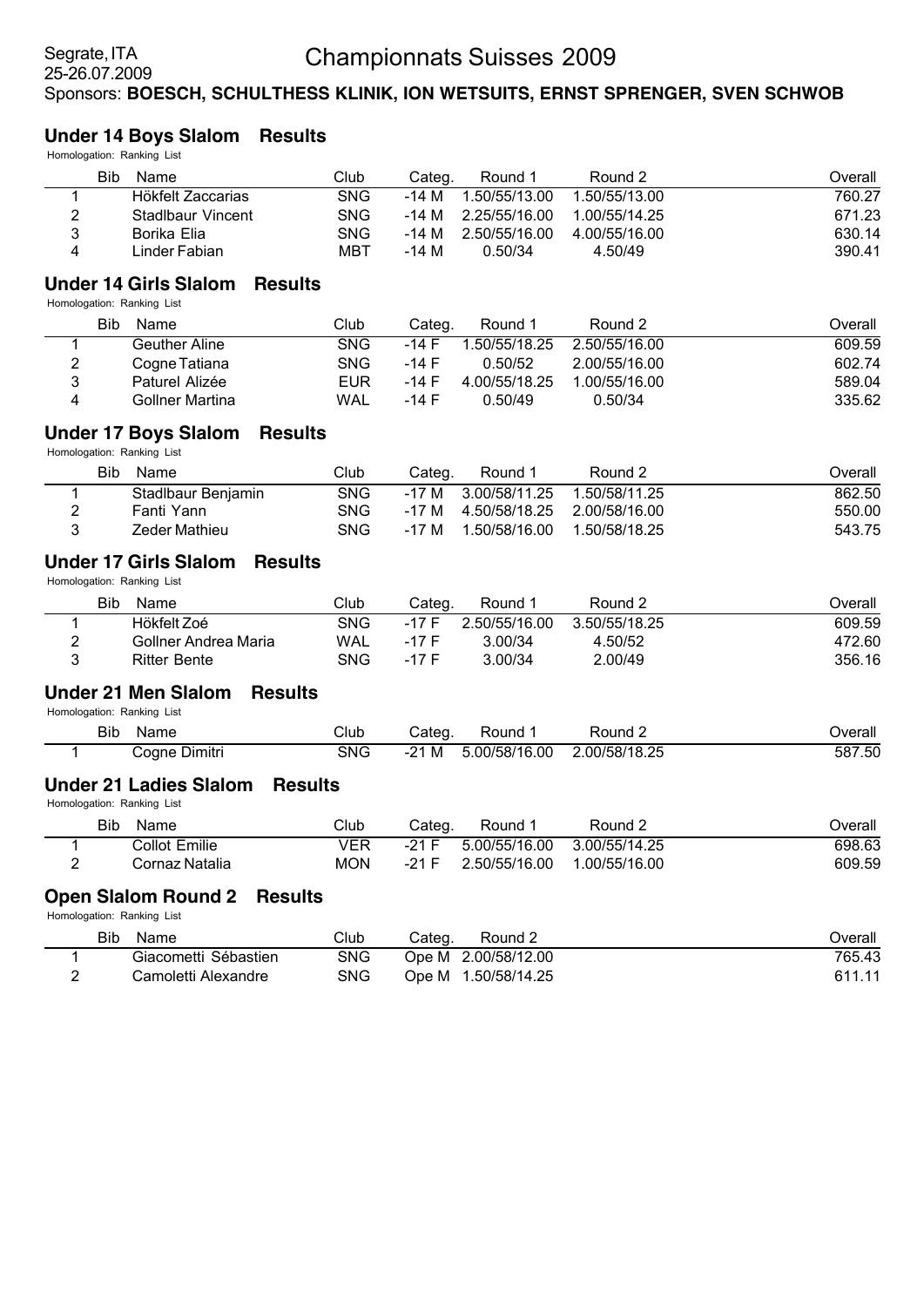Segrate, ITA
25-26.07.2009

# Championnats Suisses 2009

Sponsors: **BOESCH, SCHULTHESS KLINIK, ION WETSUITS, ERNST SPRENGER, SVEN SCHWOB**

## Under 14 Boys Slalom Results

Homologation: Ranking List

| | Bib | Name | Club | Categ. | Round 1 | Round 2 | Overall |
|---|---|---|---|---|---|---|---|
| 1 | | Hökfelt Zaccarias | SNG | -14 M | 1.50/55/13.00 | 1.50/55/13.00 | 760.27 |
| 2 | | Stadlbaur Vincent | SNG | -14 M | 2.25/55/16.00 | 1.00/55/14.25 | 671.23 |
| 3 | | Borika Elia | SNG | -14 M | 2.50/55/16.00 | 4.00/55/16.00 | 630.14 |
| 4 | | Linder Fabian | MBT | -14 M | 0.50/34 | 4.50/49 | 390.41 |

## Under 14 Girls Slalom Results

Homologation: Ranking List

| | Bib | Name | Club | Categ. | Round 1 | Round 2 | Overall |
|---|---|---|---|---|---|---|---|
| 1 | | Geuther Aline | SNG | -14 F | 1.50/55/18.25 | 2.50/55/16.00 | 609.59 |
| 2 | | Cogne Tatiana | SNG | -14 F | 0.50/52 | 2.00/55/16.00 | 602.74 |
| 3 | | Paturel Alizée | EUR | -14 F | 4.00/55/18.25 | 1.00/55/16.00 | 589.04 |
| 4 | | Gollner Martina | WAL | -14 F | 0.50/49 | 0.50/34 | 335.62 |

## Under 17 Boys Slalom Results

Homologation: Ranking List

| | Bib | Name | Club | Categ. | Round 1 | Round 2 | Overall |
|---|---|---|---|---|---|---|---|
| 1 | | Stadlbaur Benjamin | SNG | -17 M | 3.00/58/11.25 | 1.50/58/11.25 | 862.50 |
| 2 | | Fanti Yann | SNG | -17 M | 4.50/58/18.25 | 2.00/58/16.00 | 550.00 |
| 3 | | Zeder Mathieu | SNG | -17 M | 1.50/58/16.00 | 1.50/58/18.25 | 543.75 |

## Under 17 Girls Slalom Results

Homologation: Ranking List

| | Bib | Name | Club | Categ. | Round 1 | Round 2 | Overall |
|---|---|---|---|---|---|---|---|
| 1 | | Hökfelt Zoé | SNG | -17 F | 2.50/55/16.00 | 3.50/55/18.25 | 609.59 |
| 2 | | Gollner Andrea Maria | WAL | -17 F | 3.00/34 | 4.50/52 | 472.60 |
| 3 | | Ritter Bente | SNG | -17 F | 3.00/34 | 2.00/49 | 356.16 |

## Under 21 Men Slalom Results

Homologation: Ranking List

| | Bib | Name | Club | Categ. | Round 1 | Round 2 | Overall |
|---|---|---|---|---|---|---|---|
| 1 | | Cogne Dimitri | SNG | -21 M | 5.00/58/16.00 | 2.00/58/18.25 | 587.50 |

## Under 21 Ladies Slalom Results

Homologation: Ranking List

| | Bib | Name | Club | Categ. | Round 1 | Round 2 | Overall |
|---|---|---|---|---|---|---|---|
| 1 | | Collot Emilie | VER | -21 F | 5.00/55/16.00 | 3.00/55/14.25 | 698.63 |
| 2 | | Cornaz Natalia | MON | -21 F | 2.50/55/16.00 | 1.00/55/16.00 | 609.59 |

## Open Slalom Round 2 Results

Homologation: Ranking List

| | Bib | Name | Club | Categ. | Round 2 | Overall |
|---|---|---|---|---|---|---|
| 1 | | Giacometti Sébastien | SNG | Ope M | 2.00/58/12.00 | 765.43 |
| 2 | | Camoletti Alexandre | SNG | Ope M | 1.50/58/14.25 | 611.11 |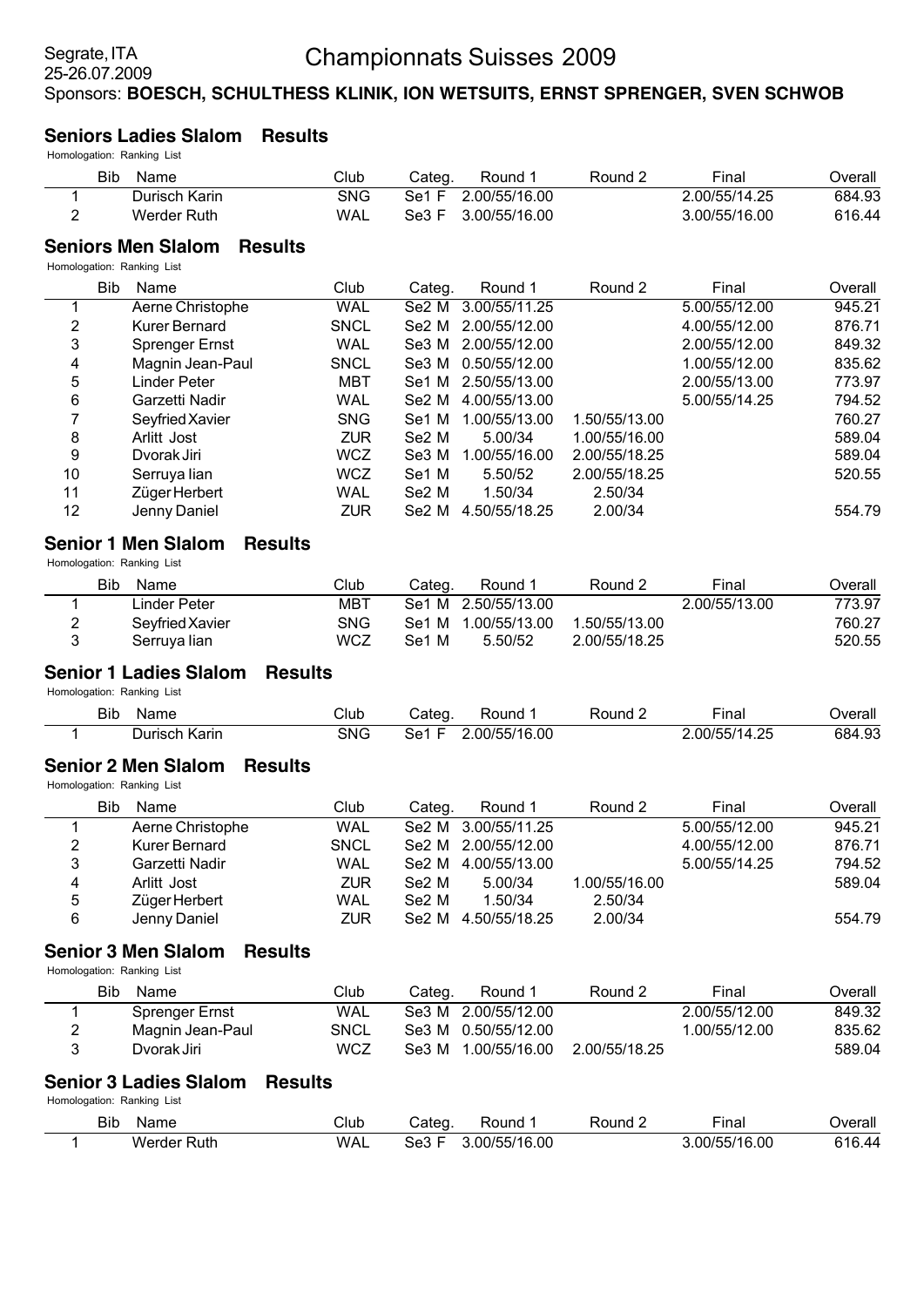Segrate, ITA
25-26.07.2009

# Championnats Suisses 2009

Sponsors: **BOESCH, SCHULTHESS KLINIK, ION WETSUITS, ERNST SPRENGER, SVEN SCHWOB**

## Seniors Ladies Slalom Results

Homologation: Ranking List

| | Bib | Name | Club | Categ. | Round 1 | Round 2 | Final | Overall |
|---|---|---|---|---|---|---|---|---|
| 1 | | Durisch Karin | SNG | Se1 F | 2.00/55/16.00 | | 2.00/55/14.25 | 684.93 |
| 2 | | Werder Ruth | WAL | Se3 F | 3.00/55/16.00 | | 3.00/55/16.00 | 616.44 |

## Seniors Men Slalom Results

Homologation: Ranking List

| | Bib | Name | Club | Categ. | Round 1 | Round 2 | Final | Overall |
|---|---|---|---|---|---|---|---|---|
| 1 | | Aerne Christophe | WAL | Se2 M | 3.00/55/11.25 | | 5.00/55/12.00 | 945.21 |
| 2 | | Kurer Bernard | SNCL | Se2 M | 2.00/55/12.00 | | 4.00/55/12.00 | 876.71 |
| 3 | | Sprenger Ernst | WAL | Se3 M | 2.00/55/12.00 | | 2.00/55/12.00 | 849.32 |
| 4 | | Magnin Jean-Paul | SNCL | Se3 M | 0.50/55/12.00 | | 1.00/55/12.00 | 835.62 |
| 5 | | Linder Peter | MBT | Se1 M | 2.50/55/13.00 | | 2.00/55/13.00 | 773.97 |
| 6 | | Garzetti Nadir | WAL | Se2 M | 4.00/55/13.00 | | 5.00/55/14.25 | 794.52 |
| 7 | | Seyfried Xavier | SNG | Se1 M | 1.00/55/13.00 | 1.50/55/13.00 | | 760.27 |
| 8 | | Arlitt Jost | ZUR | Se2 M | 5.00/34 | 1.00/55/16.00 | | 589.04 |
| 9 | | Dvorak Jiri | WCZ | Se3 M | 1.00/55/16.00 | 2.00/55/18.25 | | 589.04 |
| 10 | | Serruya Iian | WCZ | Se1 M | 5.50/52 | 2.00/55/18.25 | | 520.55 |
| 11 | | Züger Herbert | WAL | Se2 M | 1.50/34 | 2.50/34 | | |
| 12 | | Jenny Daniel | ZUR | Se2 M | 4.50/55/18.25 | 2.00/34 | | 554.79 |

## Senior 1 Men Slalom Results

Homologation: Ranking List

| | Bib | Name | Club | Categ. | Round 1 | Round 2 | Final | Overall |
|---|---|---|---|---|---|---|---|---|
| 1 | | Linder Peter | MBT | Se1 M | 2.50/55/13.00 | | 2.00/55/13.00 | 773.97 |
| 2 | | Seyfried Xavier | SNG | Se1 M | 1.00/55/13.00 | 1.50/55/13.00 | | 760.27 |
| 3 | | Serruya Iian | WCZ | Se1 M | 5.50/52 | 2.00/55/18.25 | | 520.55 |

## Senior 1 Ladies Slalom Results

Homologation: Ranking List

| | Bib | Name | Club | Categ. | Round 1 | Round 2 | Final | Overall |
|---|---|---|---|---|---|---|---|---|
| 1 | | Durisch Karin | SNG | Se1 F | 2.00/55/16.00 | | 2.00/55/14.25 | 684.93 |

## Senior 2 Men Slalom Results

Homologation: Ranking List

| | Bib | Name | Club | Categ. | Round 1 | Round 2 | Final | Overall |
|---|---|---|---|---|---|---|---|---|
| 1 | | Aerne Christophe | WAL | Se2 M | 3.00/55/11.25 | | 5.00/55/12.00 | 945.21 |
| 2 | | Kurer Bernard | SNCL | Se2 M | 2.00/55/12.00 | | 4.00/55/12.00 | 876.71 |
| 3 | | Garzetti Nadir | WAL | Se2 M | 4.00/55/13.00 | | 5.00/55/14.25 | 794.52 |
| 4 | | Arlitt Jost | ZUR | Se2 M | 5.00/34 | 1.00/55/16.00 | | 589.04 |
| 5 | | Züger Herbert | WAL | Se2 M | 1.50/34 | 2.50/34 | | |
| 6 | | Jenny Daniel | ZUR | Se2 M | 4.50/55/18.25 | 2.00/34 | | 554.79 |

## Senior 3 Men Slalom Results

Homologation: Ranking List

| | Bib | Name | Club | Categ. | Round 1 | Round 2 | Final | Overall |
|---|---|---|---|---|---|---|---|---|
| 1 | | Sprenger Ernst | WAL | Se3 M | 2.00/55/12.00 | | 2.00/55/12.00 | 849.32 |
| 2 | | Magnin Jean-Paul | SNCL | Se3 M | 0.50/55/12.00 | | 1.00/55/12.00 | 835.62 |
| 3 | | Dvorak Jiri | WCZ | Se3 M | 1.00/55/16.00 | 2.00/55/18.25 | | 589.04 |

## Senior 3 Ladies Slalom Results

Homologation: Ranking List

| | Bib | Name | Club | Categ. | Round 1 | Round 2 | Final | Overall |
|---|---|---|---|---|---|---|---|---|
| 1 | | Werder Ruth | WAL | Se3 F | 3.00/55/16.00 | | 3.00/55/16.00 | 616.44 |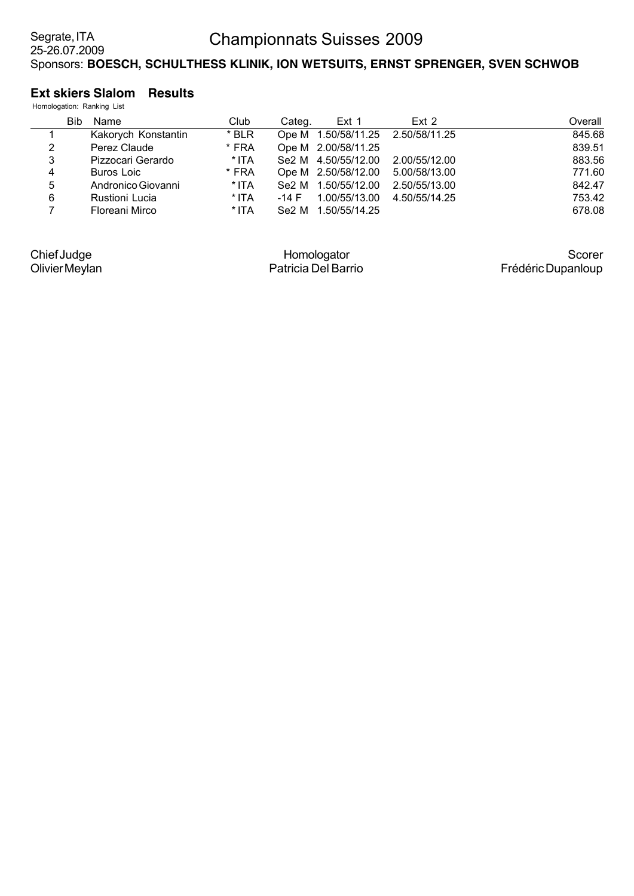Segrate, ITA
25-26.07.2009

# Championnats Suisses 2009

Sponsors: **BOESCH, SCHULTHESS KLINIK, ION WETSUITS, ERNST SPRENGER, SVEN SCHWOB**

## Ext skiers Slalom Results

Homologation: Ranking List

| | Bib | Name | Club | Categ. | Ext 1 | Ext 2 | Overall |
|---|---|---|---|---|---|---|---|
| 1 | | Kakorych Konstantin | * BLR | Ope M | 1.50/58/11.25 | 2.50/58/11.25 | 845.68 |
| 2 | | Perez Claude | * FRA | Ope M | 2.00/58/11.25 | | 839.51 |
| 3 | | Pizzocari Gerardo | * ITA | Se2 M | 4.50/55/12.00 | 2.00/55/12.00 | 883.56 |
| 4 | | Buros Loic | * FRA | Ope M | 2.50/58/12.00 | 5.00/58/13.00 | 771.60 |
| 5 | | Andronico Giovanni | * ITA | Se2 M | 1.50/55/12.00 | 2.50/55/13.00 | 842.47 |
| 6 | | Rustioni Lucia | * ITA | -14 F | 1.00/55/13.00 | 4.50/55/14.25 | 753.42 |
| 7 | | Floreani Mirco | * ITA | Se2 M | 1.50/55/14.25 | | 678.08 |

Chief Judge
Olivier Meylan

Homologator
Patricia Del Barrio

Scorer
Frédéric Dupanloup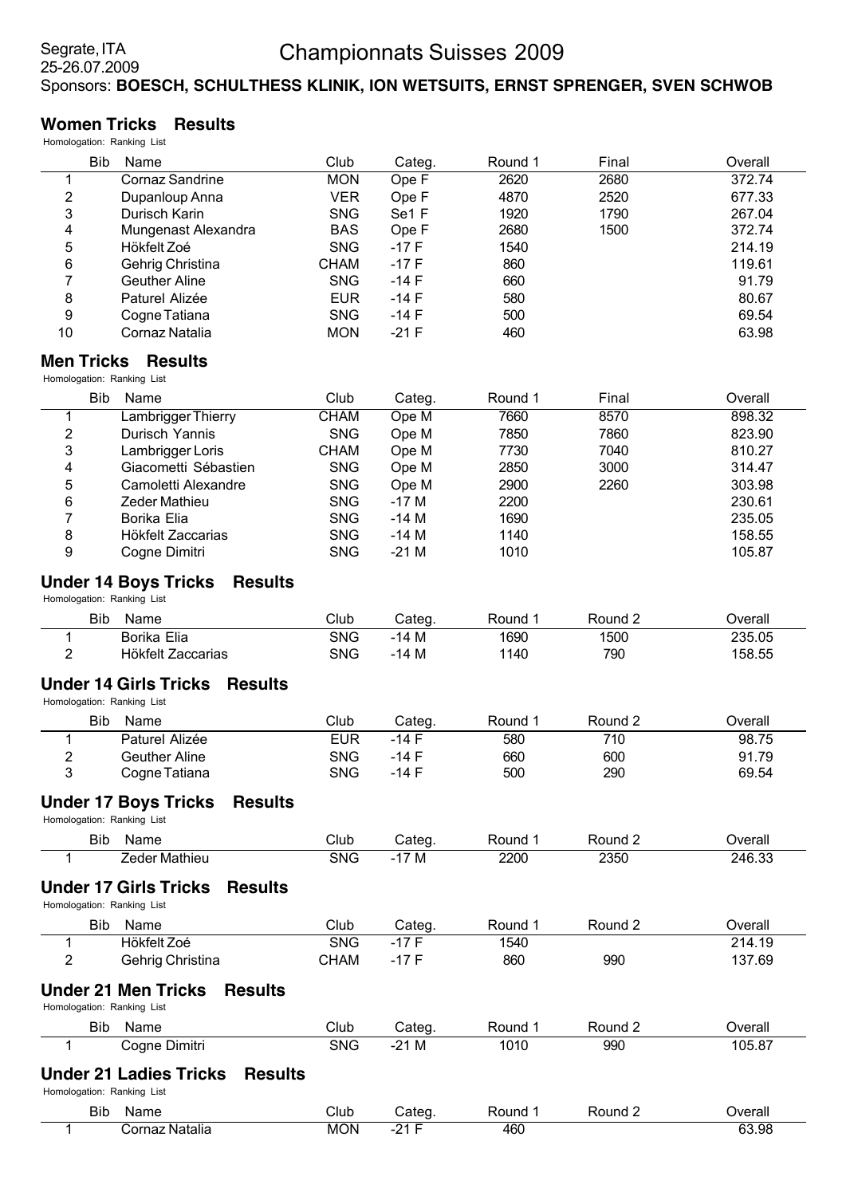Segrate, ITA
25-26.07.2009

# Championnats Suisses 2009

Sponsors: **BOESCH, SCHULTHESS KLINIK, ION WETSUITS, ERNST SPRENGER, SVEN SCHWOB**

## Women Tricks Results

Homologation: Ranking List

| | Bib | Name | Club | Categ. | Round 1 | Final | Overall |
|---|---|---|---|---|---|---|---|
| 1 | | Cornaz Sandrine | MON | Ope F | 2620 | 2680 | 372.74 |
| 2 | | Dupanloup Anna | VER | Ope F | 4870 | 2520 | 677.33 |
| 3 | | Durisch Karin | SNG | Se1 F | 1920 | 1790 | 267.04 |
| 4 | | Mungenast Alexandra | BAS | Ope F | 2680 | 1500 | 372.74 |
| 5 | | Hökfelt Zoé | SNG | -17 F | 1540 | | 214.19 |
| 6 | | Gehrig Christina | CHAM | -17 F | 860 | | 119.61 |
| 7 | | Geuther Aline | SNG | -14 F | 660 | | 91.79 |
| 8 | | Paturel Alizée | EUR | -14 F | 580 | | 80.67 |
| 9 | | Cogne Tatiana | SNG | -14 F | 500 | | 69.54 |
| 10 | | Cornaz Natalia | MON | -21 F | 460 | | 63.98 |

## Men Tricks Results

Homologation: Ranking List

| | Bib | Name | Club | Categ. | Round 1 | Final | Overall |
|---|---|---|---|---|---|---|---|
| 1 | | Lambrigger Thierry | CHAM | Ope M | 7660 | 8570 | 898.32 |
| 2 | | Durisch Yannis | SNG | Ope M | 7850 | 7860 | 823.90 |
| 3 | | Lambrigger Loris | CHAM | Ope M | 7730 | 7040 | 810.27 |
| 4 | | Giacometti Sébastien | SNG | Ope M | 2850 | 3000 | 314.47 |
| 5 | | Camoletti Alexandre | SNG | Ope M | 2900 | 2260 | 303.98 |
| 6 | | Zeder Mathieu | SNG | -17 M | 2200 | | 230.61 |
| 7 | | Borika Elia | SNG | -14 M | 1690 | | 235.05 |
| 8 | | Hökfelt Zaccarias | SNG | -14 M | 1140 | | 158.55 |
| 9 | | Cogne Dimitri | SNG | -21 M | 1010 | | 105.87 |

## Under 14 Boys Tricks Results

Homologation: Ranking List

| | Bib | Name | Club | Categ. | Round 1 | Round 2 | Overall |
|---|---|---|---|---|---|---|---|
| 1 | | Borika Elia | SNG | -14 M | 1690 | 1500 | 235.05 |
| 2 | | Hökfelt Zaccarias | SNG | -14 M | 1140 | 790 | 158.55 |

## Under 14 Girls Tricks Results

Homologation: Ranking List

| | Bib | Name | Club | Categ. | Round 1 | Round 2 | Overall |
|---|---|---|---|---|---|---|---|
| 1 | | Paturel Alizée | EUR | -14 F | 580 | 710 | 98.75 |
| 2 | | Geuther Aline | SNG | -14 F | 660 | 600 | 91.79 |
| 3 | | Cogne Tatiana | SNG | -14 F | 500 | 290 | 69.54 |

## Under 17 Boys Tricks Results

Homologation: Ranking List

| | Bib | Name | Club | Categ. | Round 1 | Round 2 | Overall |
|---|---|---|---|---|---|---|---|
| 1 | | Zeder Mathieu | SNG | -17 M | 2200 | 2350 | 246.33 |

## Under 17 Girls Tricks Results

Homologation: Ranking List

| | Bib | Name | Club | Categ. | Round 1 | Round 2 | Overall |
|---|---|---|---|---|---|---|---|
| 1 | | Hökfelt Zoé | SNG | -17 F | 1540 | | 214.19 |
| 2 | | Gehrig Christina | CHAM | -17 F | 860 | 990 | 137.69 |

## Under 21 Men Tricks Results

Homologation: Ranking List

| | Bib | Name | Club | Categ. | Round 1 | Round 2 | Overall |
|---|---|---|---|---|---|---|---|
| 1 | | Cogne Dimitri | SNG | -21 M | 1010 | 990 | 105.87 |

## Under 21 Ladies Tricks Results

Homologation: Ranking List

| | Bib | Name | Club | Categ. | Round 1 | Round 2 | Overall |
|---|---|---|---|---|---|---|---|
| 1 | | Cornaz Natalia | MON | -21 F | 460 | | 63.98 |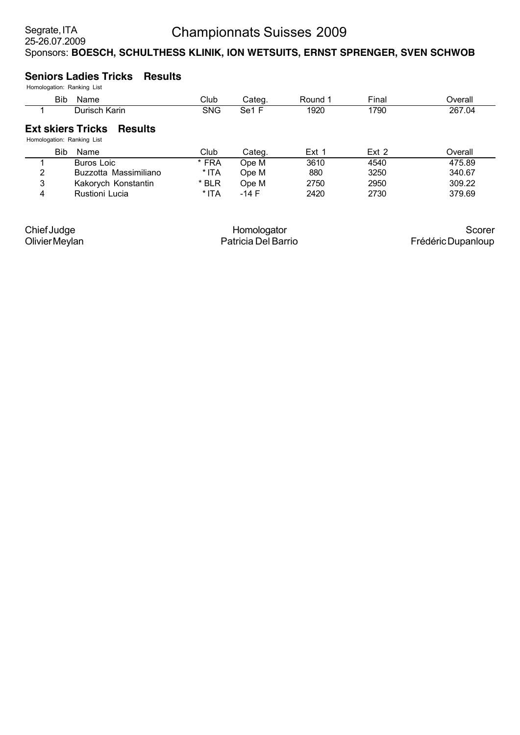Segrate, ITA
25-26.07.2009

# Championnats Suisses 2009

Sponsors: **BOESCH, SCHULTHESS KLINIK, ION WETSUITS, ERNST SPRENGER, SVEN SCHWOB**

## Seniors Ladies Tricks Results

Homologation: Ranking List

| | Bib | Name | Club | Categ. | Round 1 | Final | Overall |
|---|---|---|---|---|---|---|---|
| 1 | | Durisch Karin | SNG | Se1 F | 1920 | 1790 | 267.04 |

## Ext skiers Tricks Results

Homologation: Ranking List

| | Bib | Name | Club | Categ. | Ext 1 | Ext 2 | Overall |
|---|---|---|---|---|---|---|---|
| 1 | | Buros Loic | * FRA | Ope M | 3610 | 4540 | 475.89 |
| 2 | | Buzzotta Massimiliano | * ITA | Ope M | 880 | 3250 | 340.67 |
| 3 | | Kakorych Konstantin | * BLR | Ope M | 2750 | 2950 | 309.22 |
| 4 | | Rustioni Lucia | * ITA | -14 F | 2420 | 2730 | 379.69 |

| Chief Judge | Homologator | Scorer |
|---|---|---|
| Olivier Meylan | Patricia Del Barrio | Frédéric Dupanloup |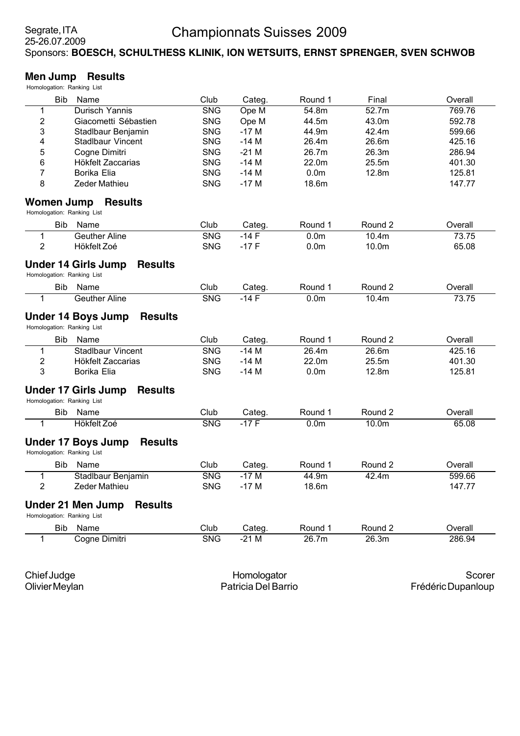Segrate, ITA
25-26.07.2009

# Championnats Suisses 2009

Sponsors: **BOESCH, SCHULTHESS KLINIK, ION WETSUITS, ERNST SPRENGER, SVEN SCHWOB**

## Men Jump Results

Homologation: Ranking List

| | Bib | Name | Club | Categ. | Round 1 | Final | Overall |
|---|---|---|---|---|---|---|---|
| 1 | | Durisch Yannis | SNG | Ope M | 54.8m | 52.7m | 769.76 |
| 2 | | Giacometti Sébastien | SNG | Ope M | 44.5m | 43.0m | 592.78 |
| 3 | | Stadlbaur Benjamin | SNG | -17 M | 44.9m | 42.4m | 599.66 |
| 4 | | Stadlbaur Vincent | SNG | -14 M | 26.4m | 26.6m | 425.16 |
| 5 | | Cogne Dimitri | SNG | -21 M | 26.7m | 26.3m | 286.94 |
| 6 | | Hökfelt Zaccarias | SNG | -14 M | 22.0m | 25.5m | 401.30 |
| 7 | | Borika Elia | SNG | -14 M | 0.0m | 12.8m | 125.81 |
| 8 | | Zeder Mathieu | SNG | -17 M | 18.6m | | 147.77 |

## Women Jump Results

Homologation: Ranking List

| | Bib | Name | Club | Categ. | Round 1 | Round 2 | Overall |
|---|---|---|---|---|---|---|---|
| 1 | | Geuther Aline | SNG | -14 F | 0.0m | 10.4m | 73.75 |
| 2 | | Hökfelt Zoé | SNG | -17 F | 0.0m | 10.0m | 65.08 |

## Under 14 Girls Jump Results

Homologation: Ranking List

| | Bib | Name | Club | Categ. | Round 1 | Round 2 | Overall |
|---|---|---|---|---|---|---|---|
| 1 | | Geuther Aline | SNG | -14 F | 0.0m | 10.4m | 73.75 |

## Under 14 Boys Jump Results

Homologation: Ranking List

| | Bib | Name | Club | Categ. | Round 1 | Round 2 | Overall |
|---|---|---|---|---|---|---|---|
| 1 | | Stadlbaur Vincent | SNG | -14 M | 26.4m | 26.6m | 425.16 |
| 2 | | Hökfelt Zaccarias | SNG | -14 M | 22.0m | 25.5m | 401.30 |
| 3 | | Borika Elia | SNG | -14 M | 0.0m | 12.8m | 125.81 |

## Under 17 Girls Jump Results

Homologation: Ranking List

| | Bib | Name | Club | Categ. | Round 1 | Round 2 | Overall |
|---|---|---|---|---|---|---|---|
| 1 | | Hökfelt Zoé | SNG | -17 F | 0.0m | 10.0m | 65.08 |

## Under 17 Boys Jump Results

Homologation: Ranking List

| | Bib | Name | Club | Categ. | Round 1 | Round 2 | Overall |
|---|---|---|---|---|---|---|---|
| 1 | | Stadlbaur Benjamin | SNG | -17 M | 44.9m | 42.4m | 599.66 |
| 2 | | Zeder Mathieu | SNG | -17 M | 18.6m | | 147.77 |

## Under 21 Men Jump Results

Homologation: Ranking List

| | Bib | Name | Club | Categ. | Round 1 | Round 2 | Overall |
|---|---|---|---|---|---|---|---|
| 1 | | Cogne Dimitri | SNG | -21 M | 26.7m | 26.3m | 286.94 |

Chief Judge
Olivier Meylan

Homologator
Patricia Del Barrio

Scorer
Frédéric Dupanloup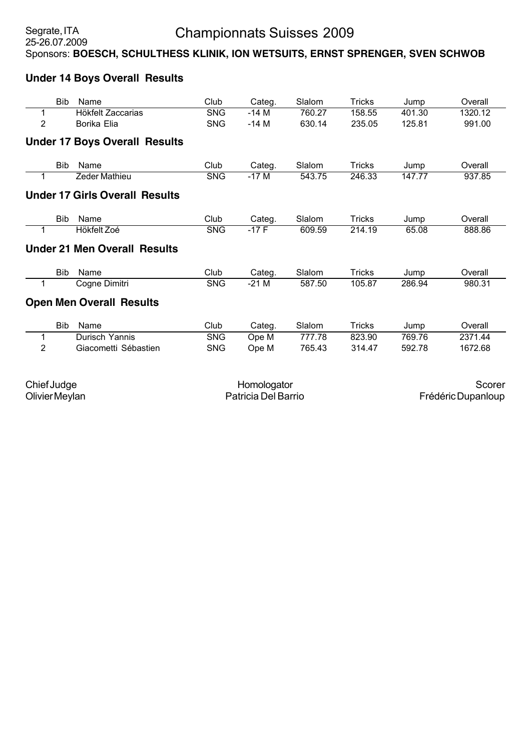Segrate, ITA
25-26.07.2009

# Championnats Suisses 2009

Sponsors: **BOESCH, SCHULTHESS KLINIK, ION WETSUITS, ERNST SPRENGER, SVEN SCHWOB**

## Under 14 Boys Overall Results

| | Bib | Name | Club | Categ. | Slalom | Tricks | Jump | Overall |
|---|---|---|---|---|---|---|---|---|
| 1 | | Hökfelt Zaccarias | SNG | -14 M | 760.27 | 158.55 | 401.30 | 1320.12 |
| 2 | | Borika Elia | SNG | -14 M | 630.14 | 235.05 | 125.81 | 991.00 |

## Under 17 Boys Overall Results

| | Bib | Name | Club | Categ. | Slalom | Tricks | Jump | Overall |
|---|---|---|---|---|---|---|---|---|
| 1 | | Zeder Mathieu | SNG | -17 M | 543.75 | 246.33 | 147.77 | 937.85 |

## Under 17 Girls Overall Results

| | Bib | Name | Club | Categ. | Slalom | Tricks | Jump | Overall |
|---|---|---|---|---|---|---|---|---|
| 1 | | Hökfelt Zoé | SNG | -17 F | 609.59 | 214.19 | 65.08 | 888.86 |

## Under 21 Men Overall Results

| | Bib | Name | Club | Categ. | Slalom | Tricks | Jump | Overall |
|---|---|---|---|---|---|---|---|---|
| 1 | | Cogne Dimitri | SNG | -21 M | 587.50 | 105.87 | 286.94 | 980.31 |

## Open Men Overall Results

| | Bib | Name | Club | Categ. | Slalom | Tricks | Jump | Overall |
|---|---|---|---|---|---|---|---|---|
| 1 | | Durisch Yannis | SNG | Ope M | 777.78 | 823.90 | 769.76 | 2371.44 |
| 2 | | Giacometti Sébastien | SNG | Ope M | 765.43 | 314.47 | 592.78 | 1672.68 |

| Chief Judge | Homologator | Scorer |
|---|---|---|
| Olivier Meylan | Patricia Del Barrio | Frédéric Dupanloup |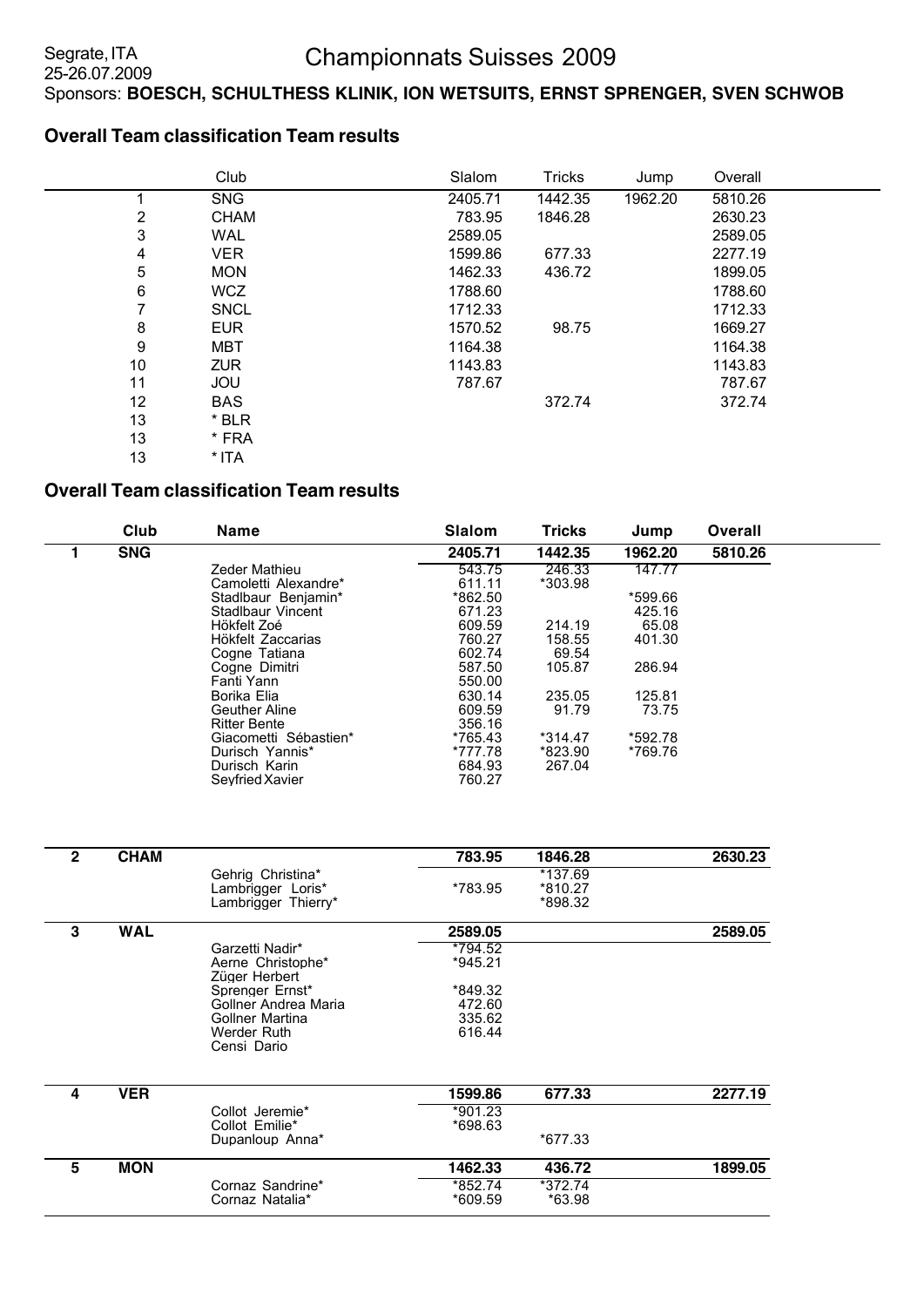Segrate, ITA
25-26.07.2009

# Championnats Suisses 2009

Sponsors: **BOESCH, SCHULTHESS KLINIK, ION WETSUITS, ERNST SPRENGER, SVEN SCHWOB**

## Overall Team classification Team results

| | Club | Slalom | Tricks | Jump | Overall |
|---|---|---|---|---|---|
| 1 | SNG | 2405.71 | 1442.35 | 1962.20 | 5810.26 |
| 2 | CHAM | 783.95 | 1846.28 | | 2630.23 |
| 3 | WAL | 2589.05 | | | 2589.05 |
| 4 | VER | 1599.86 | 677.33 | | 2277.19 |
| 5 | MON | 1462.33 | 436.72 | | 1899.05 |
| 6 | WCZ | 1788.60 | | | 1788.60 |
| 7 | SNCL | 1712.33 | | | 1712.33 |
| 8 | EUR | 1570.52 | 98.75 | | 1669.27 |
| 9 | MBT | 1164.38 | | | 1164.38 |
| 10 | ZUR | 1143.83 | | | 1143.83 |
| 11 | JOU | 787.67 | | | 787.67 |
| 12 | BAS | | 372.74 | | 372.74 |
| 13 | * BLR | | | | |
| 13 | * FRA | | | | |
| 13 | * ITA | | | | |

## Overall Team classification Team results

| | Club | Name | Slalom | Tricks | Jump | Overall |
|---|---|---|---|---|---|---|
| **1** | **SNG** | | **2405.71** | **1442.35** | **1962.20** | **5810.26** |
| | | Zeder Mathieu | 543.75 | 246.33 | 147.77 | |
| | | Camoletti Alexandre* | 611.11 | *303.98 | | |
| | | Stadlbaur Benjamin* | *862.50 | | *599.66 | |
| | | Stadlbaur Vincent | 671.23 | | 425.16 | |
| | | Hökfelt Zoé | 609.59 | 214.19 | 65.08 | |
| | | Hökfelt Zaccarias | 760.27 | 158.55 | 401.30 | |
| | | Cogne Tatiana | 602.74 | 69.54 | | |
| | | Cogne Dimitri | 587.50 | 105.87 | 286.94 | |
| | | Fanti Yann | 550.00 | | | |
| | | Borika Elia | 630.14 | 235.05 | 125.81 | |
| | | Geuther Aline | 609.59 | 91.79 | 73.75 | |
| | | Ritter Bente | 356.16 | | | |
| | | Giacometti Sébastien* | *765.43 | *314.47 | *592.78 | |
| | | Durisch Yannis* | *777.78 | *823.90 | *769.76 | |
| | | Durisch Karin | 684.93 | 267.04 | | |
| | | Seyfried Xavier | 760.27 | | | |
| **2** | **CHAM** | | **783.95** | **1846.28** | | **2630.23** |
| | | Gehrig Christina* | | *137.69 | | |
| | | Lambrigger Loris* | *783.95 | *810.27 | | |
| | | Lambrigger Thierry* | | *898.32 | | |
| **3** | **WAL** | | **2589.05** | | | **2589.05** |
| | | Garzetti Nadir* | *794.52 | | | |
| | | Aerne Christophe* | *945.21 | | | |
| | | Züger Herbert | | | | |
| | | Sprenger Ernst* | *849.32 | | | |
| | | Gollner Andrea Maria | 472.60 | | | |
| | | Gollner Martina | 335.62 | | | |
| | | Werder Ruth | 616.44 | | | |
| | | Censi Dario | | | | |
| **4** | **VER** | | **1599.86** | **677.33** | | **2277.19** |
| | | Collot Jeremie* | *901.23 | | | |
| | | Collot Emilie* | *698.63 | | | |
| | | Dupanloup Anna* | | *677.33 | | |
| **5** | **MON** | | **1462.33** | **436.72** | | **1899.05** |
| | | Cornaz Sandrine* | *852.74 | *372.74 | | |
| | | Cornaz Natalia* | *609.59 | *63.98 | | |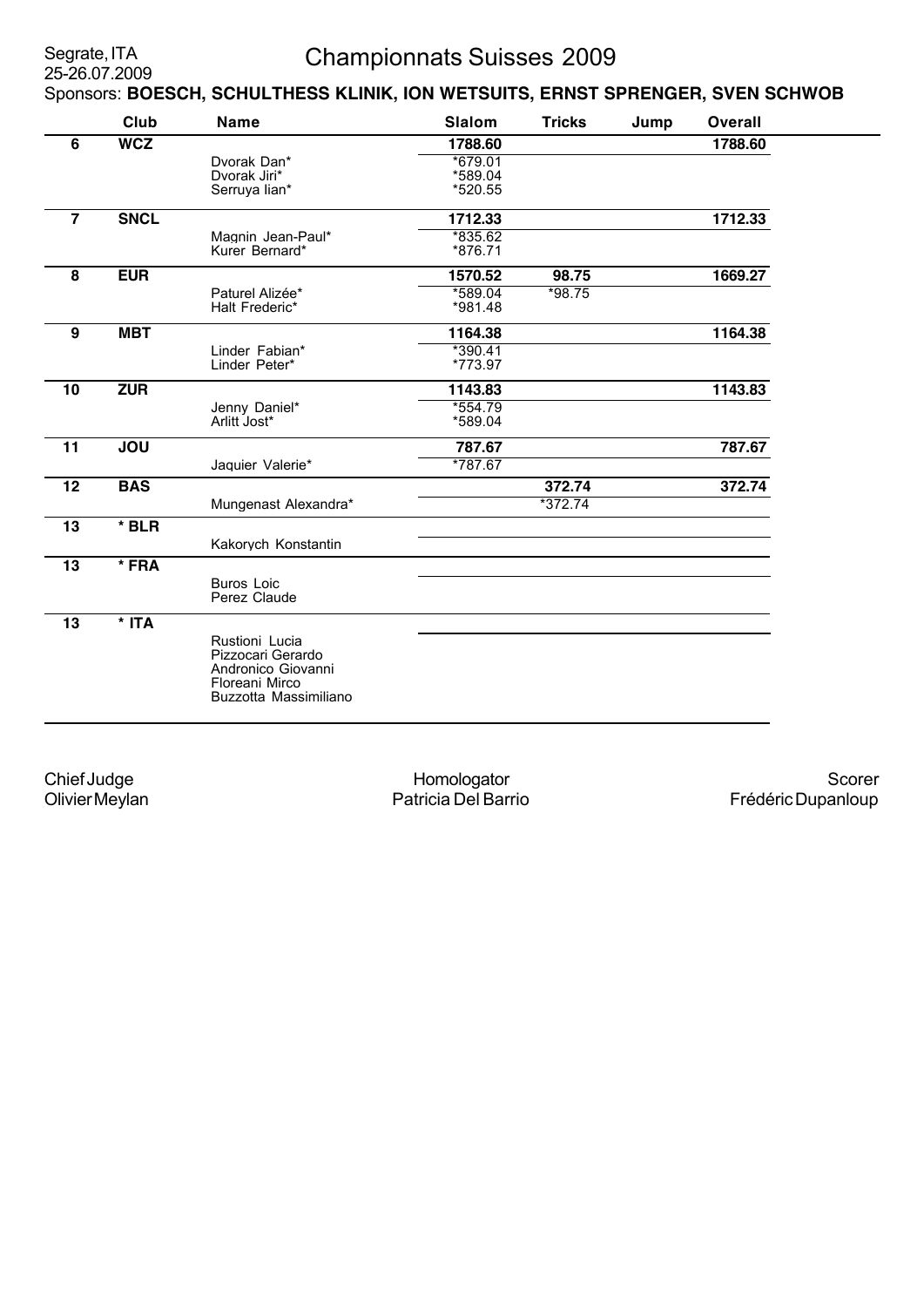Segrate, ITA
25-26.07.2009

# Championnats Suisses 2009

Sponsors: **BOESCH, SCHULTHESS KLINIK, ION WETSUITS, ERNST SPRENGER, SVEN SCHWOB**

| | Club | Name | Slalom | Tricks | Jump | Overall |
|---|---|---|---|---|---|---|
| **6** | **WCZ** | | **1788.60** | | | **1788.60** |
| | | Dvorak Dan* | *679.01 | | | |
| | | Dvorak Jiri* | *589.04 | | | |
| | | Serruya Iian* | *520.55 | | | |
| **7** | **SNCL** | | **1712.33** | | | **1712.33** |
| | | Magnin Jean-Paul* | *835.62 | | | |
| | | Kurer Bernard* | *876.71 | | | |
| **8** | **EUR** | | **1570.52** | **98.75** | | **1669.27** |
| | | Paturel Alizée* | *589.04 | *98.75 | | |
| | | Halt Frederic* | *981.48 | | | |
| **9** | **MBT** | | **1164.38** | | | **1164.38** |
| | | Linder Fabian* | *390.41 | | | |
| | | Linder Peter* | *773.97 | | | |
| **10** | **ZUR** | | **1143.83** | | | **1143.83** |
| | | Jenny Daniel* | *554.79 | | | |
| | | Arlitt Jost* | *589.04 | | | |
| **11** | **JOU** | | **787.67** | | | **787.67** |
| | | Jaquier Valerie* | *787.67 | | | |
| **12** | **BAS** | | | **372.74** | | **372.74** |
| | | Mungenast Alexandra* | | *372.74 | | |
| **13** | *** BLR** | | | | | |
| | | Kakorych Konstantin | | | | |
| **13** | *** FRA** | | | | | |
| | | Buros Loic | | | | |
| | | Perez Claude | | | | |
| **13** | *** ITA** | | | | | |
| | | Rustioni Lucia | | | | |
| | | Pizzocari Gerardo | | | | |
| | | Andronico Giovanni | | | | |
| | | Floreani Mirco | | | | |
| | | Buzzotta Massimiliano | | | | |

Chief Judge
Olivier Meylan

Homologator
Patricia Del Barrio

Scorer
Frédéric Dupanloup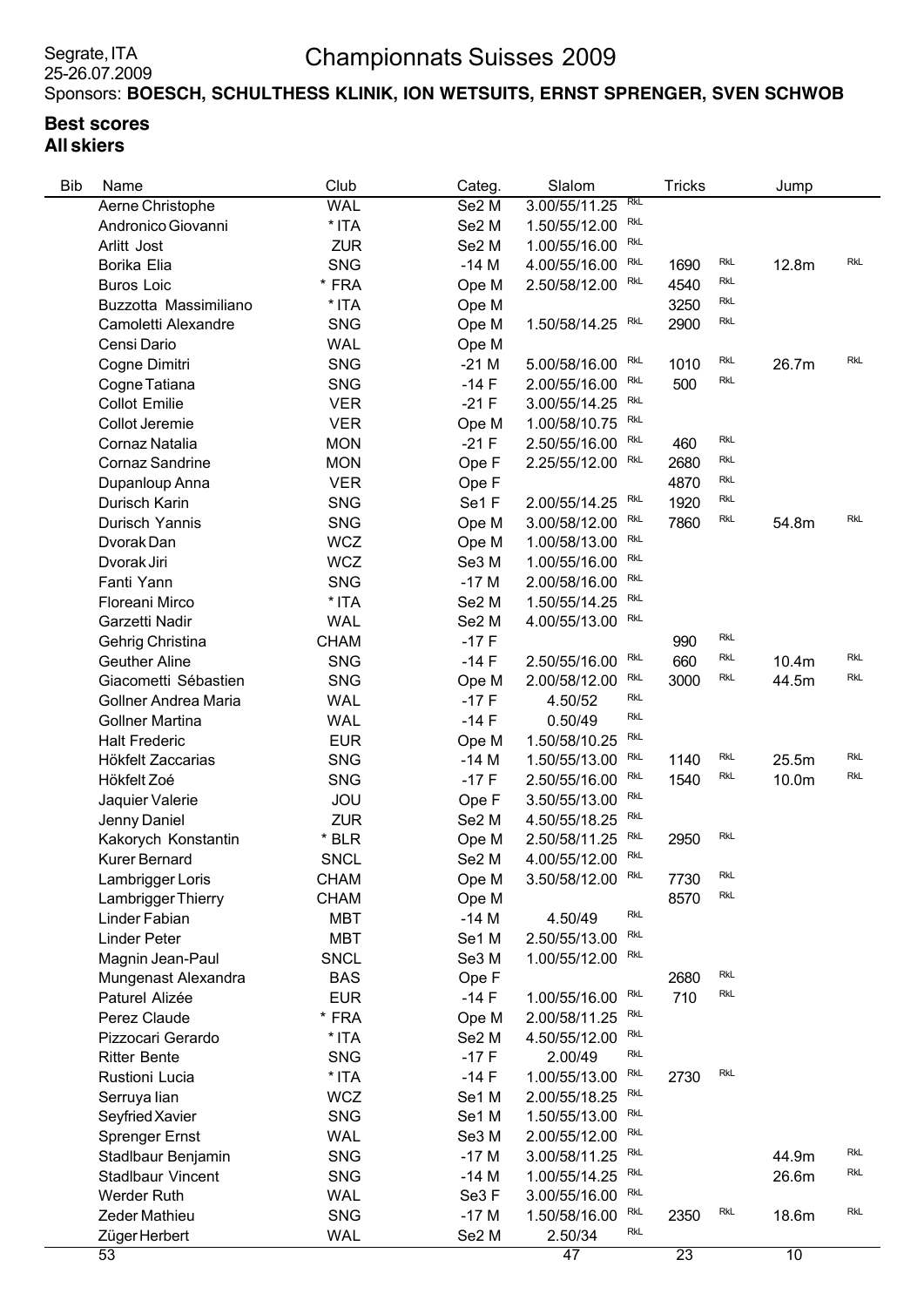Segrate, ITA
25-26.07.2009

# Championnats Suisses 2009

Sponsors: **BOESCH, SCHULTHESS KLINIK, ION WETSUITS, ERNST SPRENGER, SVEN SCHWOB**

**Best scores**
**All skiers**

| Bib | Name | Club | Categ. | Slalom | | Tricks | | Jump | |
|---|---|---|---|---|---|---|---|---|---|
| | Aerne Christophe | WAL | Se2 M | 3.00/55/11.25 | RkL | | | | |
| | Andronico Giovanni | * ITA | Se2 M | 1.50/55/12.00 | RkL | | | | |
| | Arlitt Jost | ZUR | Se2 M | 1.00/55/16.00 | RkL | | | | |
| | Borika Elia | SNG | -14 M | 4.00/55/16.00 | RkL | 1690 | RkL | 12.8m | RkL |
| | Buros Loic | * FRA | Ope M | 2.50/58/12.00 | RkL | 4540 | RkL | | |
| | Buzzotta Massimiliano | * ITA | Ope M | | | 3250 | RkL | | |
| | Camoletti Alexandre | SNG | Ope M | 1.50/58/14.25 | RkL | 2900 | RkL | | |
| | Censi Dario | WAL | Ope M | | | | | | |
| | Cogne Dimitri | SNG | -21 M | 5.00/58/16.00 | RkL | 1010 | RkL | 26.7m | RkL |
| | Cogne Tatiana | SNG | -14 F | 2.00/55/16.00 | RkL | 500 | RkL | | |
| | Collot Emilie | VER | -21 F | 3.00/55/14.25 | RkL | | | | |
| | Collot Jeremie | VER | Ope M | 1.00/58/10.75 | RkL | | | | |
| | Cornaz Natalia | MON | -21 F | 2.50/55/16.00 | RkL | 460 | RkL | | |
| | Cornaz Sandrine | MON | Ope F | 2.25/55/12.00 | RkL | 2680 | RkL | | |
| | Dupanloup Anna | VER | Ope F | | | 4870 | RkL | | |
| | Durisch Karin | SNG | Se1 F | 2.00/55/14.25 | RkL | 1920 | RkL | | |
| | Durisch Yannis | SNG | Ope M | 3.00/58/12.00 | RkL | 7860 | RkL | 54.8m | RkL |
| | Dvorak Dan | WCZ | Ope M | 1.00/58/13.00 | RkL | | | | |
| | Dvorak Jiri | WCZ | Se3 M | 1.00/55/16.00 | RkL | | | | |
| | Fanti Yann | SNG | -17 M | 2.00/58/16.00 | RkL | | | | |
| | Floreani Mirco | * ITA | Se2 M | 1.50/55/14.25 | RkL | | | | |
| | Garzetti Nadir | WAL | Se2 M | 4.00/55/13.00 | RkL | | | | |
| | Gehrig Christina | CHAM | -17 F | | | 990 | RkL | | |
| | Geuther Aline | SNG | -14 F | 2.50/55/16.00 | RkL | 660 | RkL | 10.4m | RkL |
| | Giacometti Sébastien | SNG | Ope M | 2.00/58/12.00 | RkL | 3000 | RkL | 44.5m | RkL |
| | Gollner Andrea Maria | WAL | -17 F | 4.50/52 | RkL | | | | |
| | Gollner Martina | WAL | -14 F | 0.50/49 | RkL | | | | |
| | Halt Frederic | EUR | Ope M | 1.50/58/10.25 | RkL | | | | |
| | Hökfelt Zaccarias | SNG | -14 M | 1.50/55/13.00 | RkL | 1140 | RkL | 25.5m | RkL |
| | Hökfelt Zoé | SNG | -17 F | 2.50/55/16.00 | RkL | 1540 | RkL | 10.0m | RkL |
| | Jaquier Valerie | JOU | Ope F | 3.50/55/13.00 | RkL | | | | |
| | Jenny Daniel | ZUR | Se2 M | 4.50/55/18.25 | RkL | | | | |
| | Kakorych Konstantin | * BLR | Ope M | 2.50/58/11.25 | RkL | 2950 | RkL | | |
| | Kurer Bernard | SNCL | Se2 M | 4.00/55/12.00 | RkL | | | | |
| | Lambrigger Loris | CHAM | Ope M | 3.50/58/12.00 | RkL | 7730 | RkL | | |
| | Lambrigger Thierry | CHAM | Ope M | | | 8570 | RkL | | |
| | Linder Fabian | MBT | -14 M | 4.50/49 | RkL | | | | |
| | Linder Peter | MBT | Se1 M | 2.50/55/13.00 | RkL | | | | |
| | Magnin Jean-Paul | SNCL | Se3 M | 1.00/55/12.00 | RkL | | | | |
| | Mungenast Alexandra | BAS | Ope F | | | 2680 | RkL | | |
| | Paturel Alizée | EUR | -14 F | 1.00/55/16.00 | RkL | 710 | RkL | | |
| | Perez Claude | * FRA | Ope M | 2.00/58/11.25 | RkL | | | | |
| | Pizzocari Gerardo | * ITA | Se2 M | 4.50/55/12.00 | RkL | | | | |
| | Ritter Bente | SNG | -17 F | 2.00/49 | RkL | | | | |
| | Rustioni Lucia | * ITA | -14 F | 1.00/55/13.00 | RkL | 2730 | RkL | | |
| | Serruya Iian | WCZ | Se1 M | 2.00/55/18.25 | RkL | | | | |
| | Seyfried Xavier | SNG | Se1 M | 1.50/55/13.00 | RkL | | | | |
| | Sprenger Ernst | WAL | Se3 M | 2.00/55/12.00 | RkL | | | | |
| | Stadlbaur Benjamin | SNG | -17 M | 3.00/58/11.25 | RkL | | | 44.9m | RkL |
| | Stadlbaur Vincent | SNG | -14 M | 1.00/55/14.25 | RkL | | | 26.6m | RkL |
| | Werder Ruth | WAL | Se3 F | 3.00/55/16.00 | RkL | | | | |
| | Zeder Mathieu | SNG | -17 M | 1.50/58/16.00 | RkL | 2350 | RkL | 18.6m | RkL |
| | Züger Herbert | WAL | Se2 M | 2.50/34 | RkL | | | | |
| | 53 | | | 47 | | 23 | | 10 | |